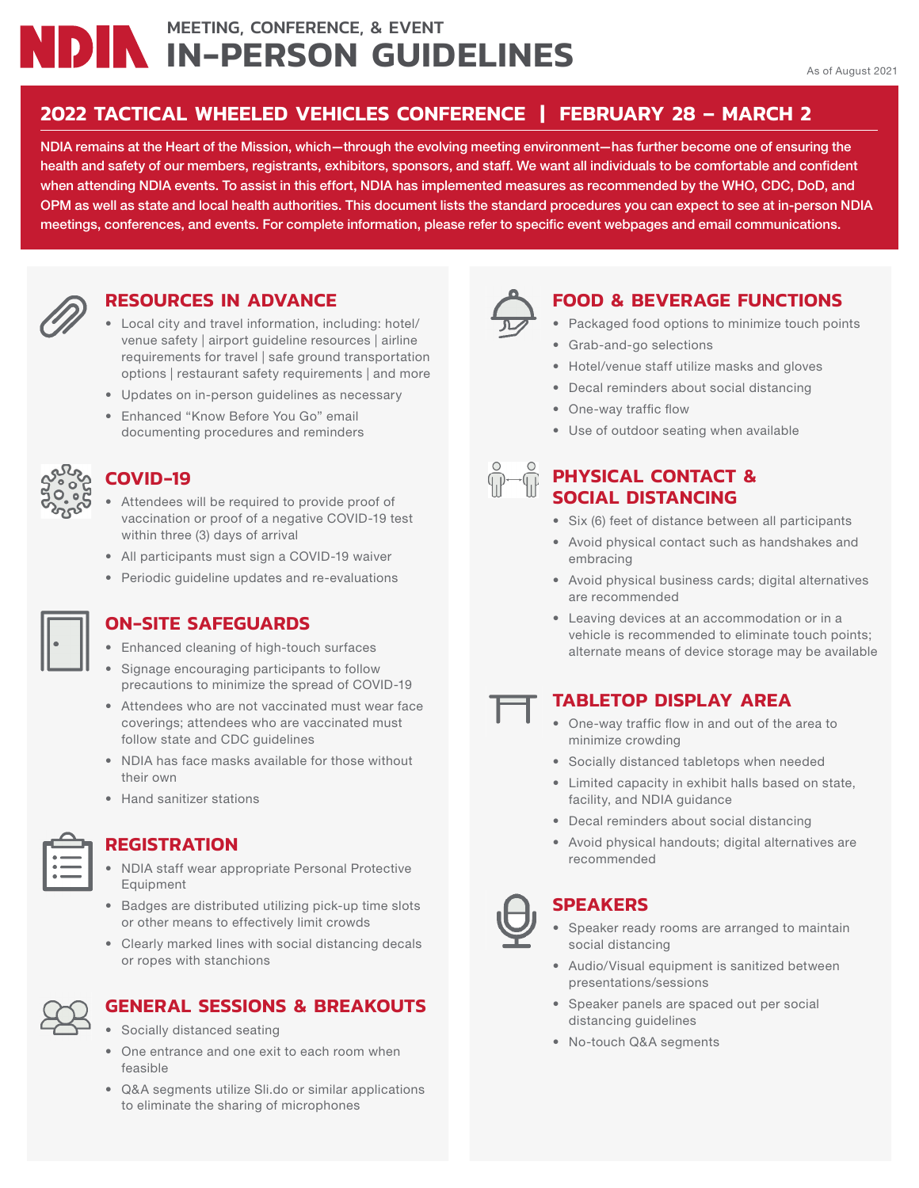# NDIA MEETING, CONFERENCE, & EVENT IN-PERSON GUIDELINES

As of August 2021

## 2022 TACTICAL WHEELED VEHICLES CONFERENCE | FEBRUARY 28 – MARCH 2

NDIA remains at the Heart of the Mission, which—through the evolving meeting environment—has further become one of ensuring the health and safety of our members, registrants, exhibitors, sponsors, and staff. We want all individuals to be comfortable and confident when attending NDIA events. To assist in this effort, NDIA has implemented measures as recommended by the WHO, CDC, DoD, and OPM as well as state and local health authorities. This document lists the standard procedures you can expect to see at in-person NDIA meetings, conferences, and events. For complete information, please refer to specific event webpages and email communications.

### RESOURCES IN ADVANCE

- Local city and travel information, including: hotel/venue safety | airport guideline resources | airline requirements for travel | safe ground transportation options | restaurant safety requirements | and more
- Updates on in-person guidelines as necessary
- Enhanced "Know Before You Go" email documenting procedures and reminders

### COVID-19

- Attendees will be required to provide proof of vaccination or proof of a negative COVID-19 test within three (3) days of arrival
- All participants must sign a COVID-19 waiver
- Periodic guideline updates and re-evaluations

### ON-SITE SAFEGUARDS

- Enhanced cleaning of high-touch surfaces
- Signage encouraging participants to follow precautions to minimize the spread of COVID-19
- Attendees who are not vaccinated must wear face coverings; attendees who are vaccinated must follow state and CDC guidelines
- NDIA has face masks available for those without their own
- Hand sanitizer stations

### REGISTRATION

- NDIA staff wear appropriate Personal Protective Equipment
- Badges are distributed utilizing pick-up time slots or other means to effectively limit crowds
- Clearly marked lines with social distancing decals or ropes with stanchions

### GENERAL SESSIONS & BREAKOUTS

- Socially distanced seating
- One entrance and one exit to each room when feasible
- Q&A segments utilize Sli.do or similar applications to eliminate the sharing of microphones

### FOOD & BEVERAGE FUNCTIONS

- Packaged food options to minimize touch points
- Grab-and-go selections
- Hotel/venue staff utilize masks and gloves
- Decal reminders about social distancing
- One-way traffic flow
- Use of outdoor seating when available

### PHYSICAL CONTACT & SOCIAL DISTANCING

- Six (6) feet of distance between all participants
- Avoid physical contact such as handshakes and embracing
- Avoid physical business cards; digital alternatives are recommended
- Leaving devices at an accommodation or in a vehicle is recommended to eliminate touch points; alternate means of device storage may be available

### TABLETOP DISPLAY AREA

- One-way traffic flow in and out of the area to minimize crowding
- Socially distanced tabletops when needed
- Limited capacity in exhibit halls based on state, facility, and NDIA guidance
- Decal reminders about social distancing
- Avoid physical handouts; digital alternatives are recommended

### SPEAKERS

- Speaker ready rooms are arranged to maintain social distancing
- Audio/Visual equipment is sanitized between presentations/sessions
- Speaker panels are spaced out per social distancing guidelines
- No-touch Q&A segments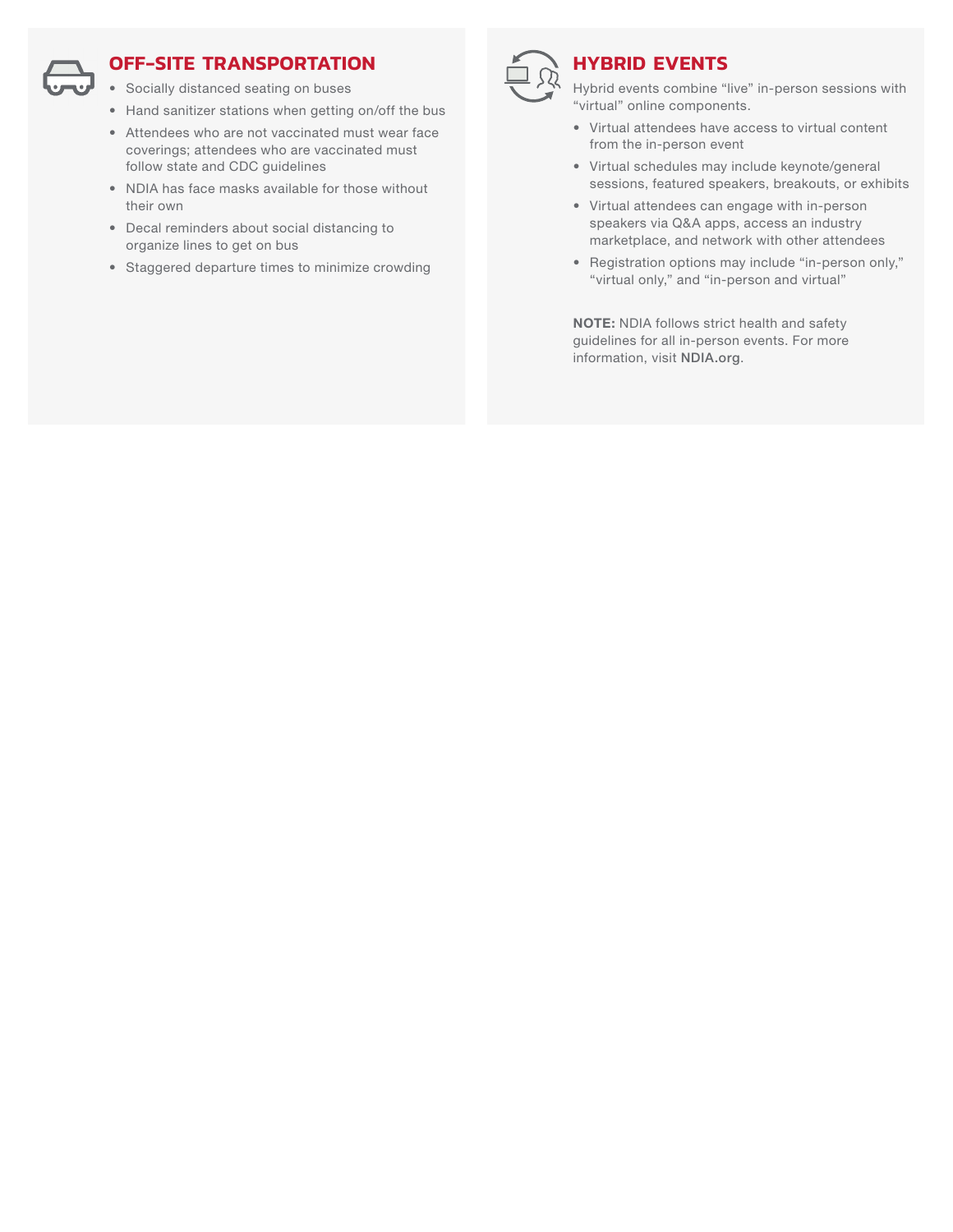## OFF-SITE TRANSPORTATION

- Socially distanced seating on buses
- Hand sanitizer stations when getting on/off the bus
- Attendees who are not vaccinated must wear face coverings; attendees who are vaccinated must follow state and CDC guidelines
- NDIA has face masks available for those without their own
- Decal reminders about social distancing to organize lines to get on bus
- Staggered departure times to minimize crowding

## HYBRID EVENTS

Hybrid events combine “live” in-person sessions with “virtual” online components.

- Virtual attendees have access to virtual content from the in-person event
- Virtual schedules may include keynote/general sessions, featured speakers, breakouts, or exhibits
- Virtual attendees can engage with in-person speakers via Q&A apps, access an industry marketplace, and network with other attendees
- Registration options may include “in-person only,” “virtual only,” and “in-person and virtual”

**NOTE:** NDIA follows strict health and safety guidelines for all in-person events. For more information, visit **NDIA.org**.